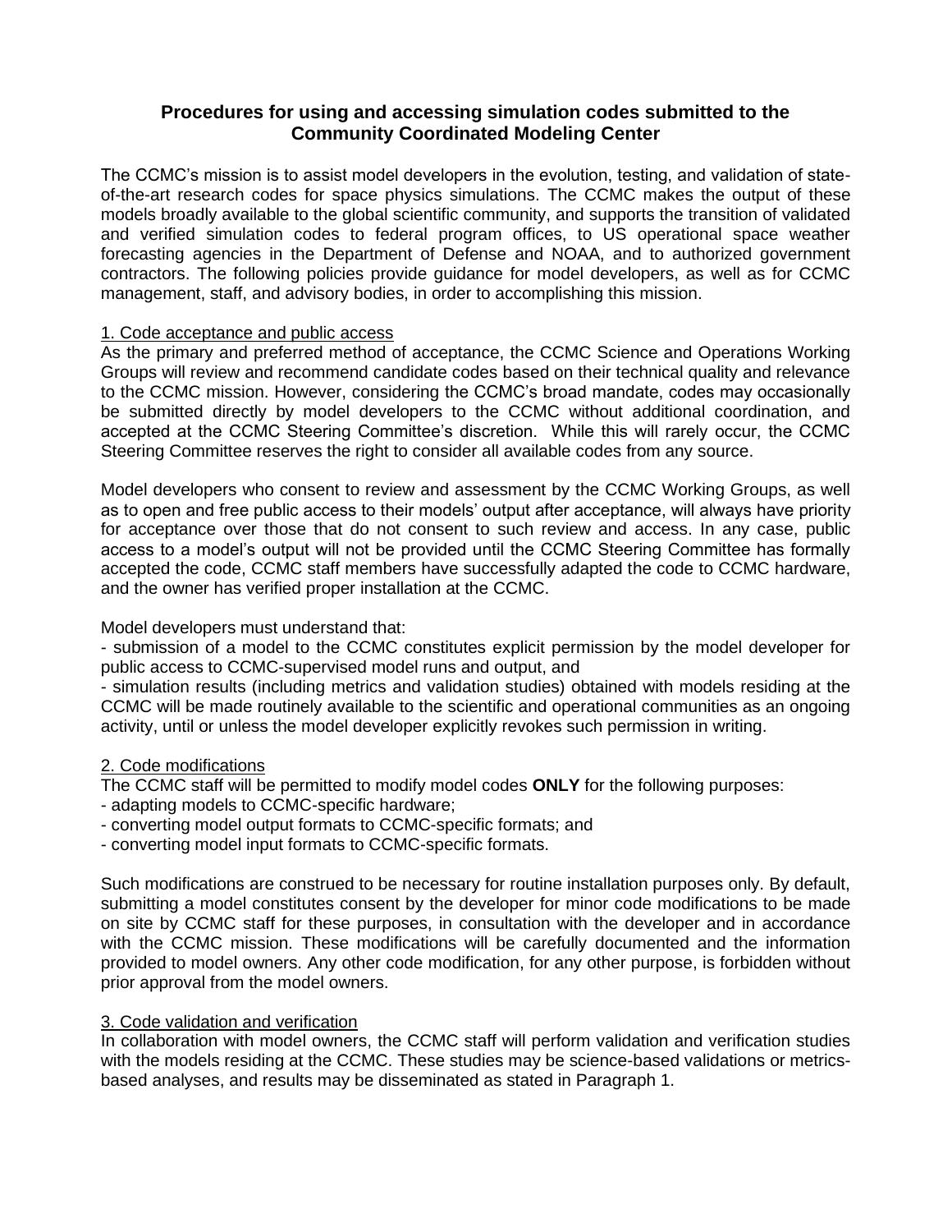# Procedures for using and accessing simulation codes submitted to the Community Coordinated Modeling Center

The CCMC's mission is to assist model developers in the evolution, testing, and validation of state-of-the-art research codes for space physics simulations. The CCMC makes the output of these models broadly available to the global scientific community, and supports the transition of validated and verified simulation codes to federal program offices, to US operational space weather forecasting agencies in the Department of Defense and NOAA, and to authorized government contractors. The following policies provide guidance for model developers, as well as for CCMC management, staff, and advisory bodies, in order to accomplishing this mission.

## 1. Code acceptance and public access

As the primary and preferred method of acceptance, the CCMC Science and Operations Working Groups will review and recommend candidate codes based on their technical quality and relevance to the CCMC mission. However, considering the CCMC's broad mandate, codes may occasionally be submitted directly by model developers to the CCMC without additional coordination, and accepted at the CCMC Steering Committee's discretion. While this will rarely occur, the CCMC Steering Committee reserves the right to consider all available codes from any source.

Model developers who consent to review and assessment by the CCMC Working Groups, as well as to open and free public access to their models' output after acceptance, will always have priority for acceptance over those that do not consent to such review and access. In any case, public access to a model's output will not be provided until the CCMC Steering Committee has formally accepted the code, CCMC staff members have successfully adapted the code to CCMC hardware, and the owner has verified proper installation at the CCMC.

Model developers must understand that:

- submission of a model to the CCMC constitutes explicit permission by the model developer for public access to CCMC-supervised model runs and output, and
- simulation results (including metrics and validation studies) obtained with models residing at the CCMC will be made routinely available to the scientific and operational communities as an ongoing activity, until or unless the model developer explicitly revokes such permission in writing.

## 2. Code modifications

The CCMC staff will be permitted to modify model codes **ONLY** for the following purposes:

- adapting models to CCMC-specific hardware;
- converting model output formats to CCMC-specific formats; and
- converting model input formats to CCMC-specific formats.

Such modifications are construed to be necessary for routine installation purposes only. By default, submitting a model constitutes consent by the developer for minor code modifications to be made on site by CCMC staff for these purposes, in consultation with the developer and in accordance with the CCMC mission. These modifications will be carefully documented and the information provided to model owners. Any other code modification, for any other purpose, is forbidden without prior approval from the model owners.

## 3. Code validation and verification

In collaboration with model owners, the CCMC staff will perform validation and verification studies with the models residing at the CCMC. These studies may be science-based validations or metrics-based analyses, and results may be disseminated as stated in Paragraph 1.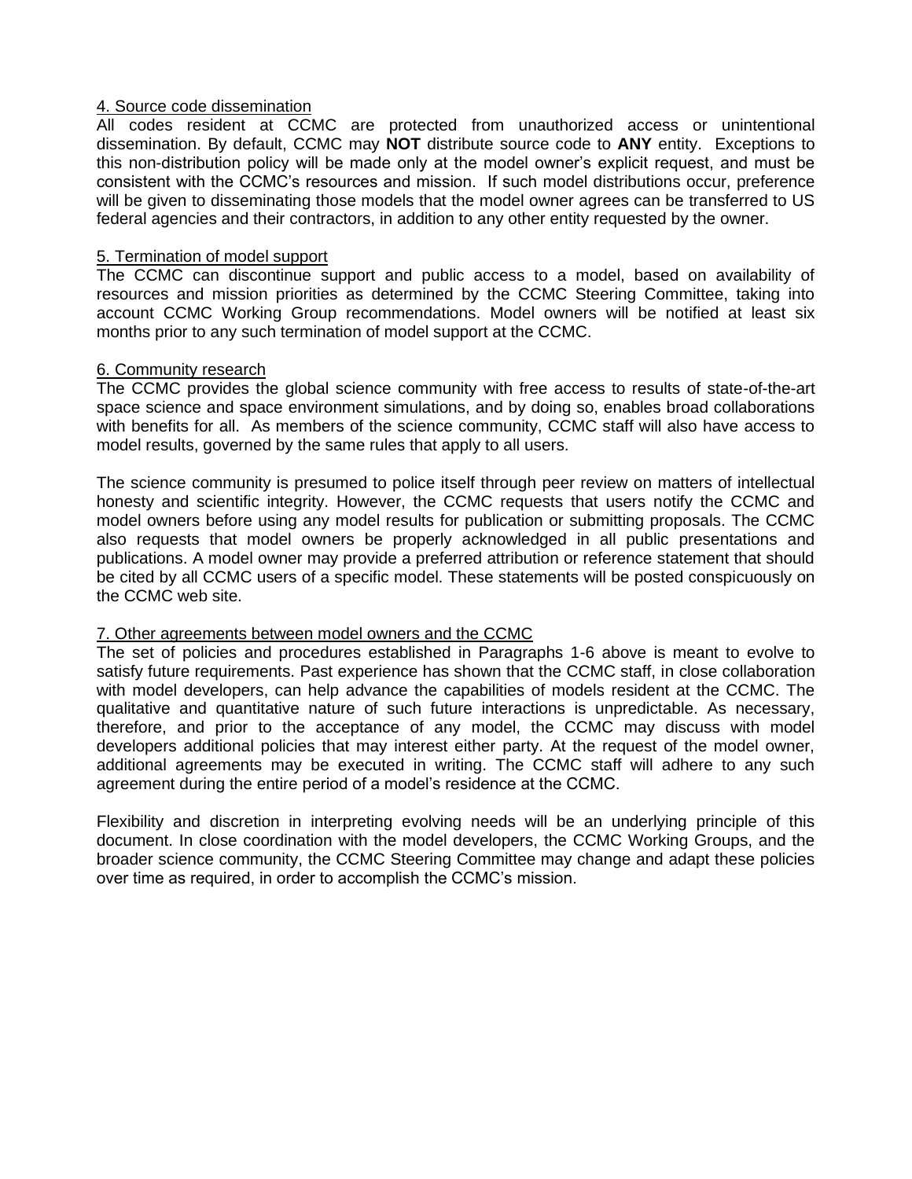## 4. Source code dissemination

All codes resident at CCMC are protected from unauthorized access or unintentional dissemination. By default, CCMC may **NOT** distribute source code to **ANY** entity. Exceptions to this non-distribution policy will be made only at the model owner's explicit request, and must be consistent with the CCMC's resources and mission. If such model distributions occur, preference will be given to disseminating those models that the model owner agrees can be transferred to US federal agencies and their contractors, in addition to any other entity requested by the owner.

## 5. Termination of model support

The CCMC can discontinue support and public access to a model, based on availability of resources and mission priorities as determined by the CCMC Steering Committee, taking into account CCMC Working Group recommendations. Model owners will be notified at least six months prior to any such termination of model support at the CCMC.

## 6. Community research

The CCMC provides the global science community with free access to results of state-of-the-art space science and space environment simulations, and by doing so, enables broad collaborations with benefits for all. As members of the science community, CCMC staff will also have access to model results, governed by the same rules that apply to all users.

The science community is presumed to police itself through peer review on matters of intellectual honesty and scientific integrity. However, the CCMC requests that users notify the CCMC and model owners before using any model results for publication or submitting proposals. The CCMC also requests that model owners be properly acknowledged in all public presentations and publications. A model owner may provide a preferred attribution or reference statement that should be cited by all CCMC users of a specific model. These statements will be posted conspicuously on the CCMC web site.

## 7. Other agreements between model owners and the CCMC

The set of policies and procedures established in Paragraphs 1-6 above is meant to evolve to satisfy future requirements. Past experience has shown that the CCMC staff, in close collaboration with model developers, can help advance the capabilities of models resident at the CCMC. The qualitative and quantitative nature of such future interactions is unpredictable. As necessary, therefore, and prior to the acceptance of any model, the CCMC may discuss with model developers additional policies that may interest either party. At the request of the model owner, additional agreements may be executed in writing. The CCMC staff will adhere to any such agreement during the entire period of a model's residence at the CCMC.

Flexibility and discretion in interpreting evolving needs will be an underlying principle of this document. In close coordination with the model developers, the CCMC Working Groups, and the broader science community, the CCMC Steering Committee may change and adapt these policies over time as required, in order to accomplish the CCMC's mission.